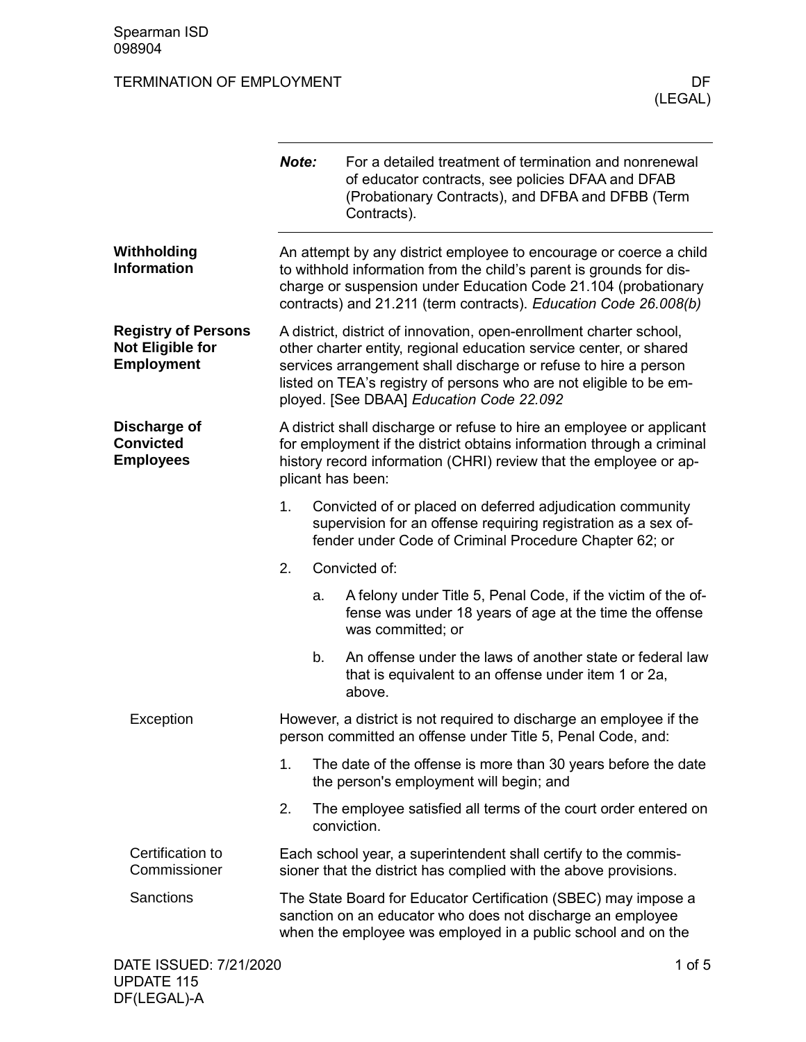Spearman ISD
098904

# TERMINATION OF EMPLOYMENT

DF (LEGAL)

---

***Note:*** For a detailed treatment of termination and nonrenewal of educator contracts, see policies DFAA and DFAB (Probationary Contracts), and DFBA and DFBB (Term Contracts).

---

## Withholding Information

An attempt by any district employee to encourage or coerce a child to withhold information from the child's parent is grounds for discharge or suspension under Education Code 21.104 (probationary contracts) and 21.211 (term contracts). *Education Code 26.008(b)*

## Registry of Persons Not Eligible for Employment

A district, district of innovation, open-enrollment charter school, other charter entity, regional education service center, or shared services arrangement shall discharge or refuse to hire a person listed on TEA's registry of persons who are not eligible to be employed. [See DBAA] *Education Code 22.092*

## Discharge of Convicted Employees

A district shall discharge or refuse to hire an employee or applicant for employment if the district obtains information through a criminal history record information (CHRI) review that the employee or applicant has been:

1. Convicted of or placed on deferred adjudication community supervision for an offense requiring registration as a sex offender under Code of Criminal Procedure Chapter 62; or
2. Convicted of:
   a. A felony under Title 5, Penal Code, if the victim of the offense was under 18 years of age at the time the offense was committed; or
   b. An offense under the laws of another state or federal law that is equivalent to an offense under item 1 or 2a, above.

### Exception

However, a district is not required to discharge an employee if the person committed an offense under Title 5, Penal Code, and:

1. The date of the offense is more than 30 years before the date the person's employment will begin; and
2. The employee satisfied all terms of the court order entered on conviction.

### Certification to Commissioner

Each school year, a superintendent shall certify to the commissioner that the district has complied with the above provisions.

### Sanctions

The State Board for Educator Certification (SBEC) may impose a sanction on an educator who does not discharge an employee when the employee was employed in a public school and on the

DATE ISSUED: 7/21/2020
UPDATE 115
DF(LEGAL)-A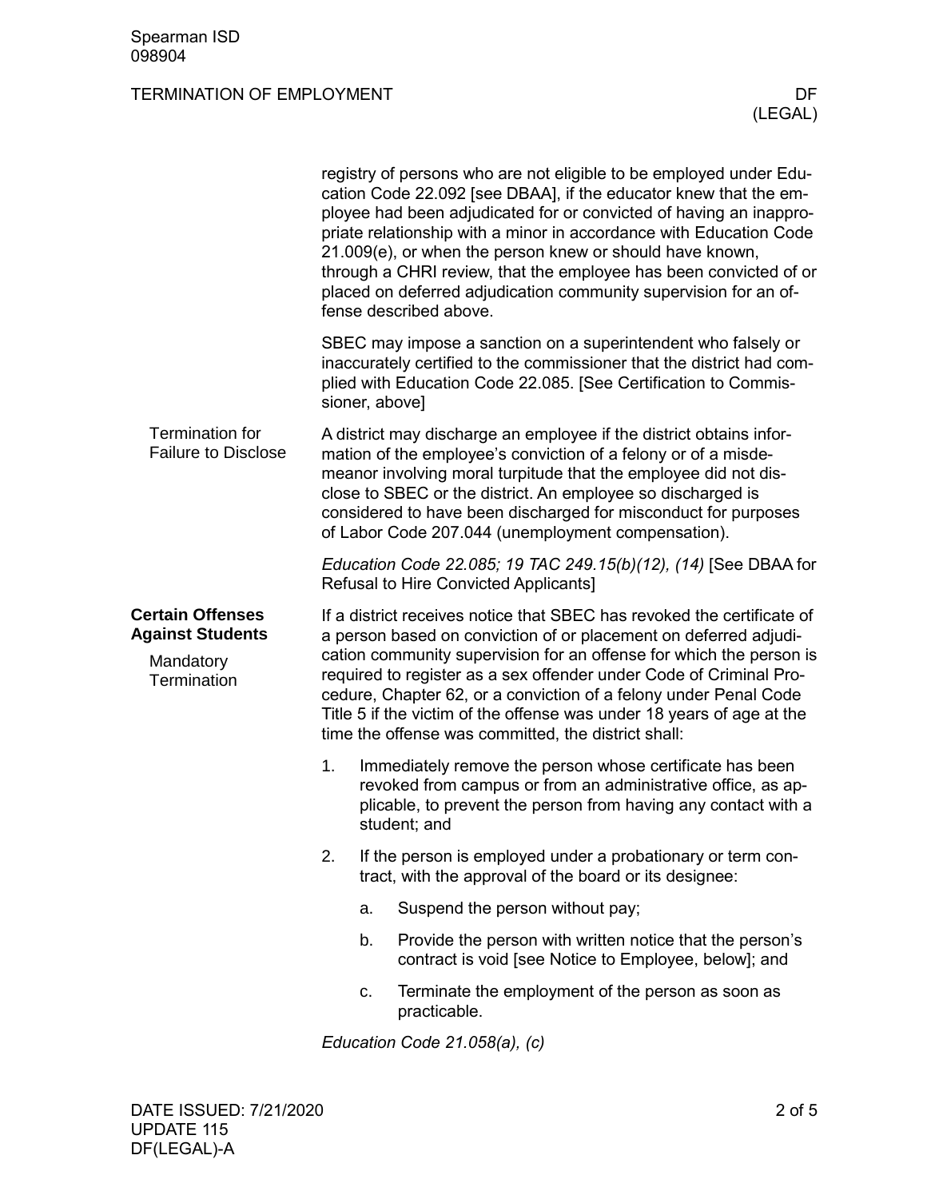registry of persons who are not eligible to be employed under Education Code 22.092 [see DBAA], if the educator knew that the employee had been adjudicated for or convicted of having an inappropriate relationship with a minor in accordance with Education Code 21.009(e), or when the person knew or should have known, through a CHRI review, that the employee has been convicted of or placed on deferred adjudication community supervision for an offense described above.

SBEC may impose a sanction on a superintendent who falsely or inaccurately certified to the commissioner that the district had complied with Education Code 22.085. [See Certification to Commissioner, above]

#### Termination for Failure to Disclose

A district may discharge an employee if the district obtains information of the employee's conviction of a felony or of a misdemeanor involving moral turpitude that the employee did not disclose to SBEC or the district. An employee so discharged is considered to have been discharged for misconduct for purposes of Labor Code 207.044 (unemployment compensation).

*Education Code 22.085; 19 TAC 249.15(b)(12), (14)* [See DBAA for Refusal to Hire Convicted Applicants]

### Certain Offenses Against Students

#### Mandatory Termination

If a district receives notice that SBEC has revoked the certificate of a person based on conviction of or placement on deferred adjudication community supervision for an offense for which the person is required to register as a sex offender under Code of Criminal Procedure, Chapter 62, or a conviction of a felony under Penal Code Title 5 if the victim of the offense was under 18 years of age at the time the offense was committed, the district shall:

1. Immediately remove the person whose certificate has been revoked from campus or from an administrative office, as applicable, to prevent the person from having any contact with a student; and
2. If the person is employed under a probationary or term contract, with the approval of the board or its designee:
   a. Suspend the person without pay;
   b. Provide the person with written notice that the person's contract is void [see Notice to Employee, below]; and
   c. Terminate the employment of the person as soon as practicable.

*Education Code 21.058(a), (c)*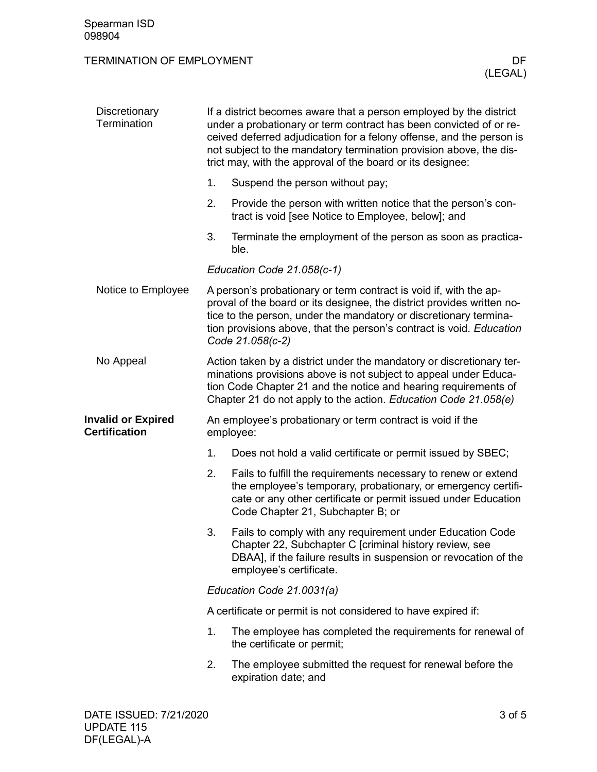#### Discretionary Termination

If a district becomes aware that a person employed by the district under a probationary or term contract has been convicted of or received deferred adjudication for a felony offense, and the person is not subject to the mandatory termination provision above, the district may, with the approval of the board or its designee:

1. Suspend the person without pay;
2. Provide the person with written notice that the person's contract is void [see Notice to Employee, below]; and
3. Terminate the employment of the person as soon as practicable.

*Education Code 21.058(c-1)*

#### Notice to Employee

A person's probationary or term contract is void if, with the approval of the board or its designee, the district provides written notice to the person, under the mandatory or discretionary termination provisions above, that the person's contract is void. *Education Code 21.058(c-2)*

#### No Appeal

Action taken by a district under the mandatory or discretionary terminations provisions above is not subject to appeal under Education Code Chapter 21 and the notice and hearing requirements of Chapter 21 do not apply to the action. *Education Code 21.058(e)*

### Invalid or Expired Certification

An employee's probationary or term contract is void if the employee:

1. Does not hold a valid certificate or permit issued by SBEC;
2. Fails to fulfill the requirements necessary to renew or extend the employee's temporary, probationary, or emergency certificate or any other certificate or permit issued under Education Code Chapter 21, Subchapter B; or
3. Fails to comply with any requirement under Education Code Chapter 22, Subchapter C [criminal history review, see DBAA], if the failure results in suspension or revocation of the employee's certificate.

*Education Code 21.0031(a)*

A certificate or permit is not considered to have expired if:

1. The employee has completed the requirements for renewal of the certificate or permit;
2. The employee submitted the request for renewal before the expiration date; and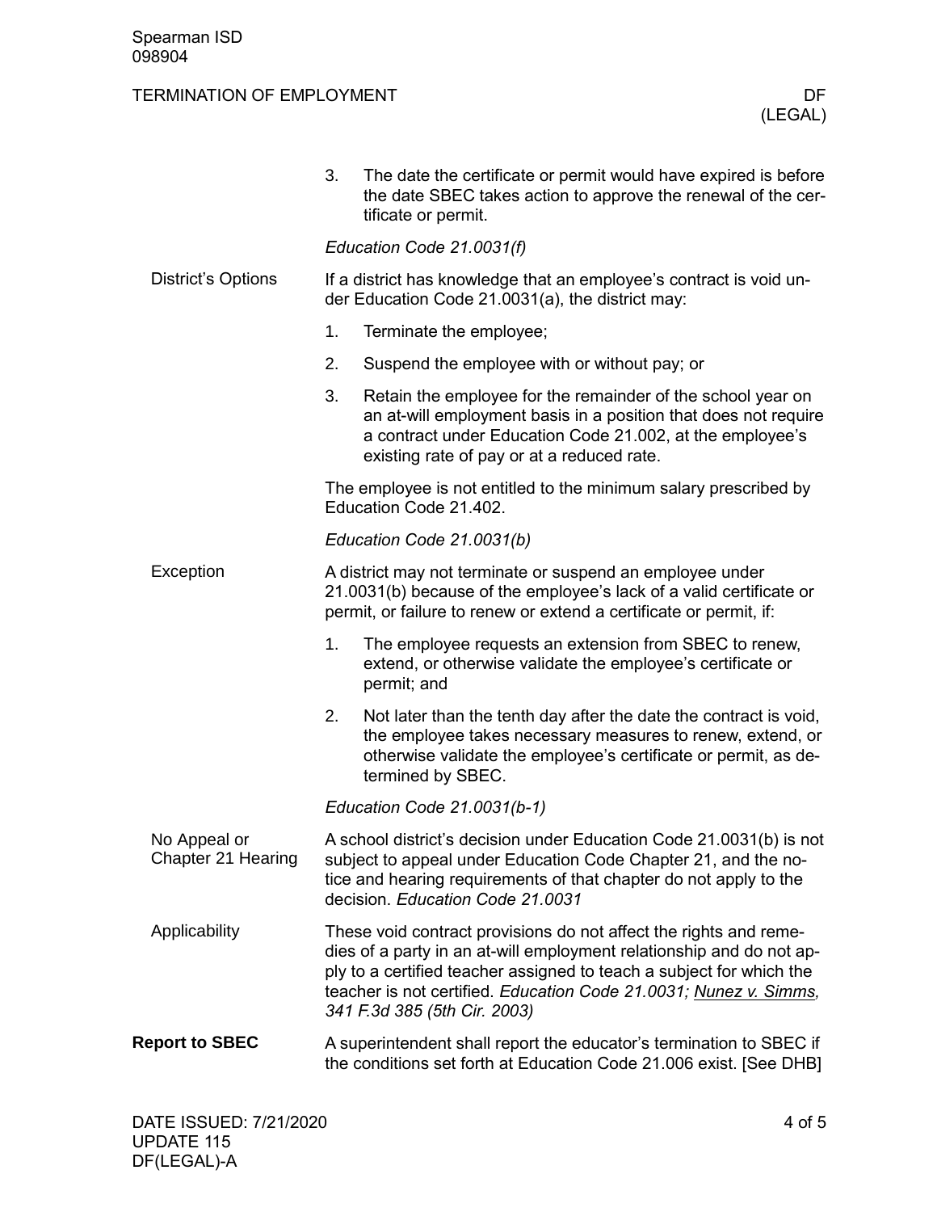3. The date the certificate or permit would have expired is before the date SBEC takes action to approve the renewal of the certificate or permit.

*Education Code 21.0031(f)*

### District's Options

If a district has knowledge that an employee's contract is void under Education Code 21.0031(a), the district may:

1. Terminate the employee;
2. Suspend the employee with or without pay; or
3. Retain the employee for the remainder of the school year on an at-will employment basis in a position that does not require a contract under Education Code 21.002, at the employee's existing rate of pay or at a reduced rate.

The employee is not entitled to the minimum salary prescribed by Education Code 21.402.

*Education Code 21.0031(b)*

### Exception

A district may not terminate or suspend an employee under 21.0031(b) because of the employee's lack of a valid certificate or permit, or failure to renew or extend a certificate or permit, if:

1. The employee requests an extension from SBEC to renew, extend, or otherwise validate the employee's certificate or permit; and
2. Not later than the tenth day after the date the contract is void, the employee takes necessary measures to renew, extend, or otherwise validate the employee's certificate or permit, as determined by SBEC.

*Education Code 21.0031(b-1)*

### No Appeal or Chapter 21 Hearing

A school district's decision under Education Code 21.0031(b) is not subject to appeal under Education Code Chapter 21, and the notice and hearing requirements of that chapter do not apply to the decision. *Education Code 21.0031*

### Applicability

These void contract provisions do not affect the rights and remedies of a party in an at-will employment relationship and do not apply to a certified teacher assigned to teach a subject for which the teacher is not certified. *Education Code 21.0031; Nunez v. Simms, 341 F.3d 385 (5th Cir. 2003)*

## Report to SBEC

A superintendent shall report the educator's termination to SBEC if the conditions set forth at Education Code 21.006 exist. [See DHB]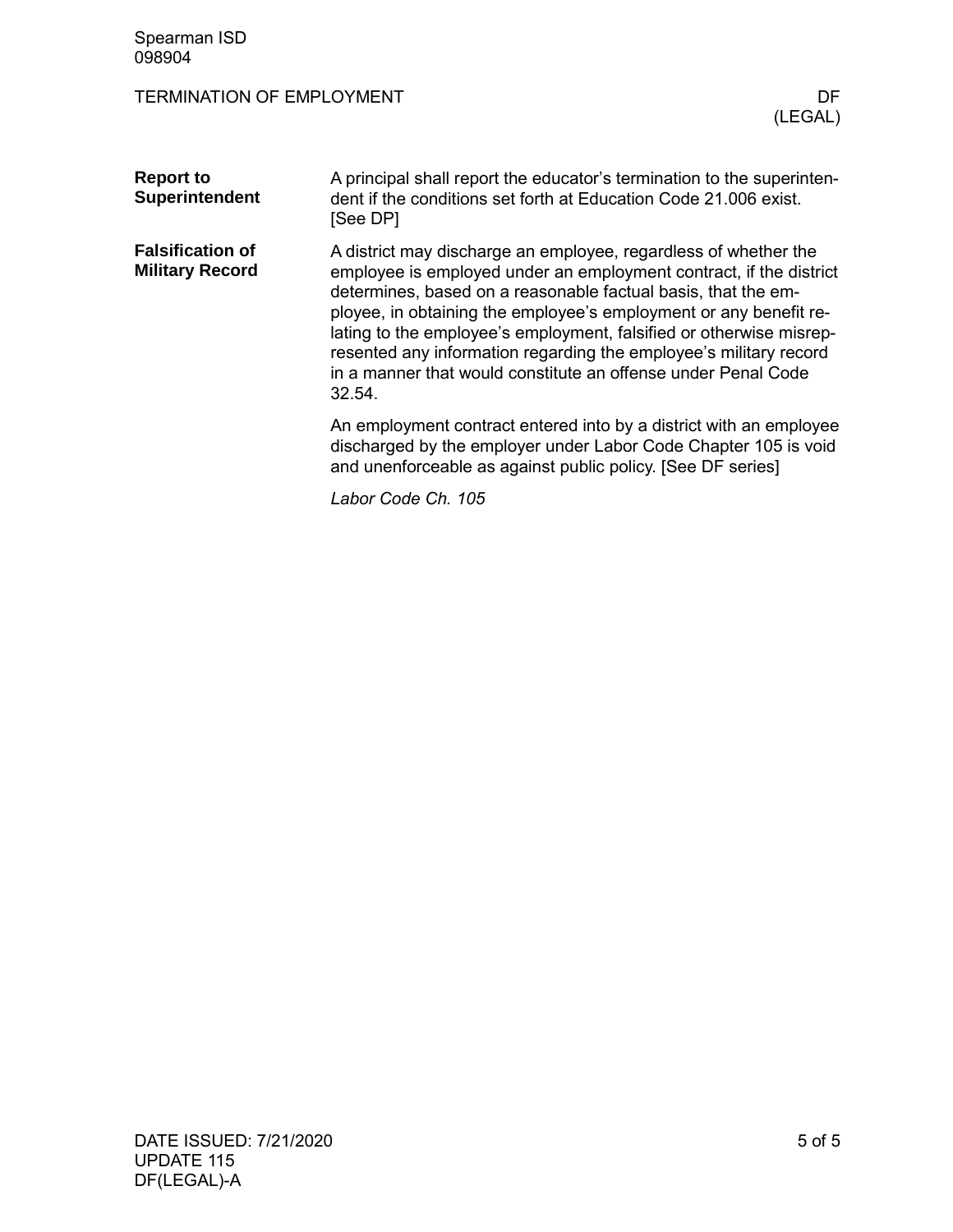**Report to Superintendent**

A principal shall report the educator's termination to the superintendent if the conditions set forth at Education Code 21.006 exist. [See DP]

**Falsification of Military Record**

A district may discharge an employee, regardless of whether the employee is employed under an employment contract, if the district determines, based on a reasonable factual basis, that the employee, in obtaining the employee's employment or any benefit relating to the employee's employment, falsified or otherwise misrepresented any information regarding the employee's military record in a manner that would constitute an offense under Penal Code 32.54.

An employment contract entered into by a district with an employee discharged by the employer under Labor Code Chapter 105 is void and unenforceable as against public policy. [See DF series]

*Labor Code Ch. 105*